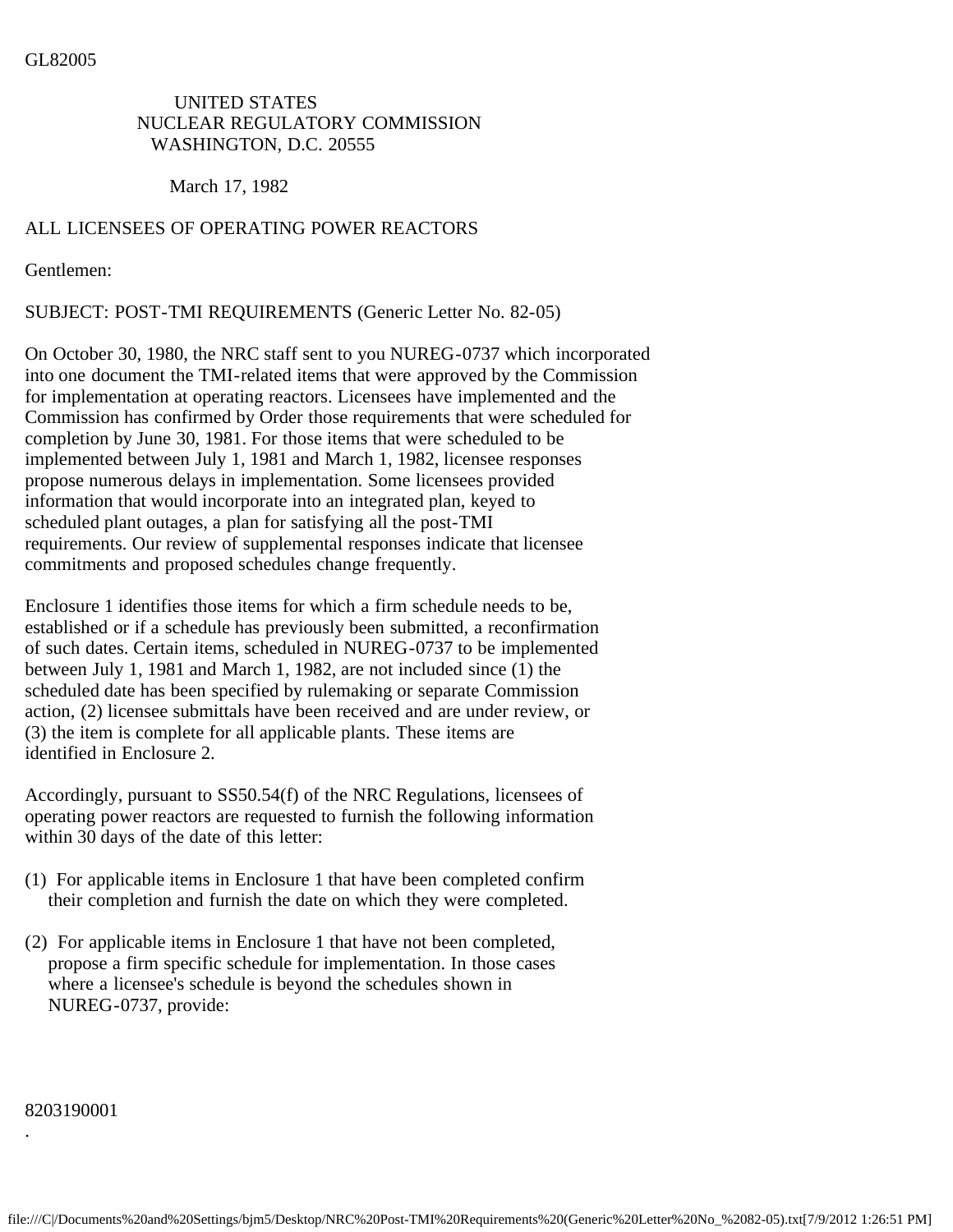GL82005

UNITED STATES
NUCLEAR REGULATORY COMMISSION
WASHINGTON, D.C. 20555

March 17, 1982

ALL LICENSEES OF OPERATING POWER REACTORS

Gentlemen:

SUBJECT: POST-TMI REQUIREMENTS (Generic Letter No. 82-05)

On October 30, 1980, the NRC staff sent to you NUREG-0737 which incorporated into one document the TMI-related items that were approved by the Commission for implementation at operating reactors. Licensees have implemented and the Commission has confirmed by Order those requirements that were scheduled for completion by June 30, 1981. For those items that were scheduled to be implemented between July 1, 1981 and March 1, 1982, licensee responses propose numerous delays in implementation. Some licensees provided information that would incorporate into an integrated plan, keyed to scheduled plant outages, a plan for satisfying all the post-TMI requirements. Our review of supplemental responses indicate that licensee commitments and proposed schedules change frequently.

Enclosure 1 identifies those items for which a firm schedule needs to be, established or if a schedule has previously been submitted, a reconfirmation of such dates. Certain items, scheduled in NUREG-0737 to be implemented between July 1, 1981 and March 1, 1982, are not included since (1) the scheduled date has been specified by rulemaking or separate Commission action, (2) licensee submittals have been received and are under review, or (3) the item is complete for all applicable plants. These items are identified in Enclosure 2.

Accordingly, pursuant to SS50.54(f) of the NRC Regulations, licensees of operating power reactors are requested to furnish the following information within 30 days of the date of this letter:

(1) For applicable items in Enclosure 1 that have been completed confirm their completion and furnish the date on which they were completed.

(2) For applicable items in Enclosure 1 that have not been completed, propose a firm specific schedule for implementation. In those cases where a licensee's schedule is beyond the schedules shown in NUREG-0737, provide:

8203190001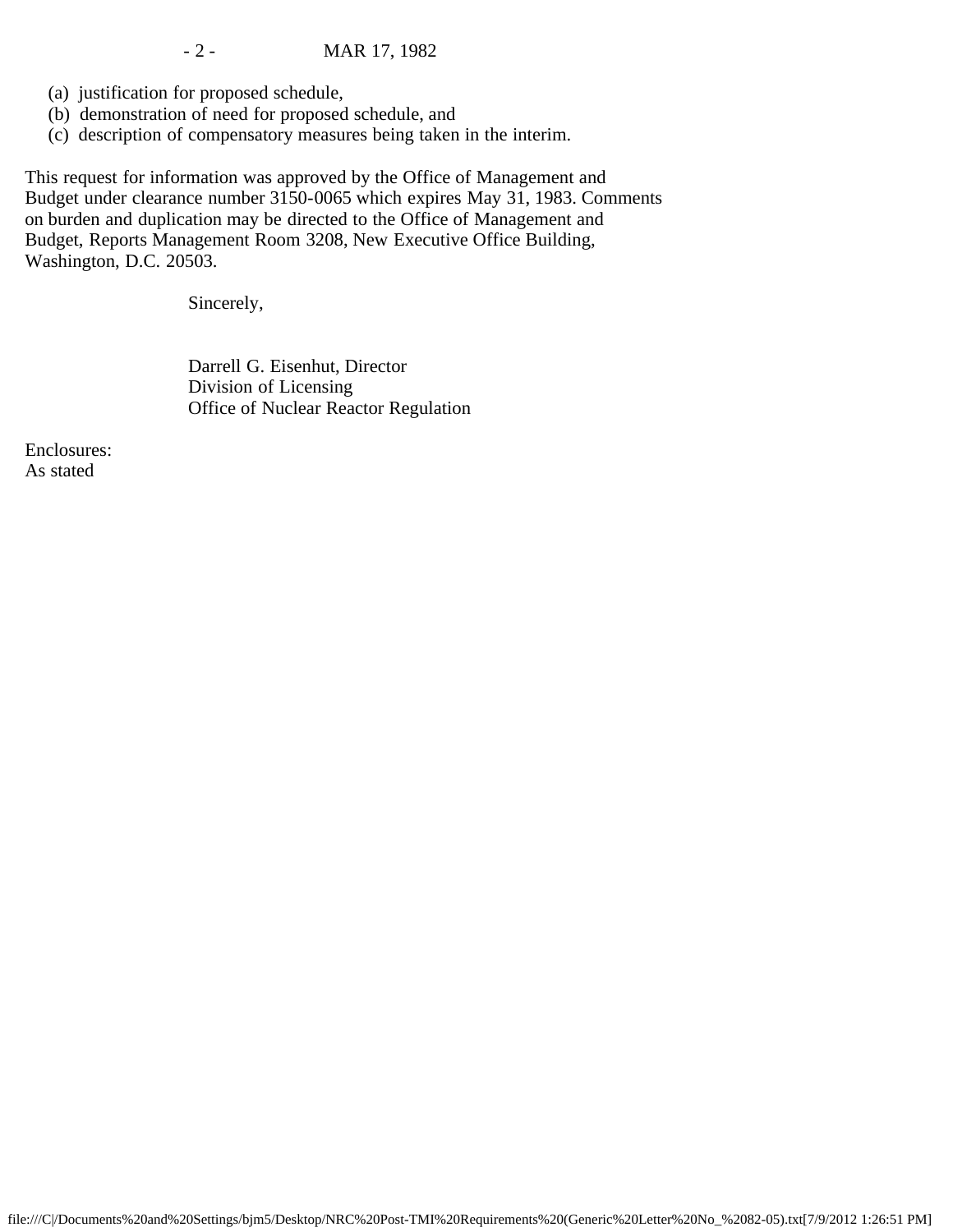(a) justification for proposed schedule,
(b) demonstration of need for proposed schedule, and
(c) description of compensatory measures being taken in the interim.

This request for information was approved by the Office of Management and Budget under clearance number 3150-0065 which expires May 31, 1983. Comments on burden and duplication may be directed to the Office of Management and Budget, Reports Management Room 3208, New Executive Office Building, Washington, D.C. 20503.

Sincerely,

Darrell G. Eisenhut, Director
Division of Licensing
Office of Nuclear Reactor Regulation

Enclosures:
As stated